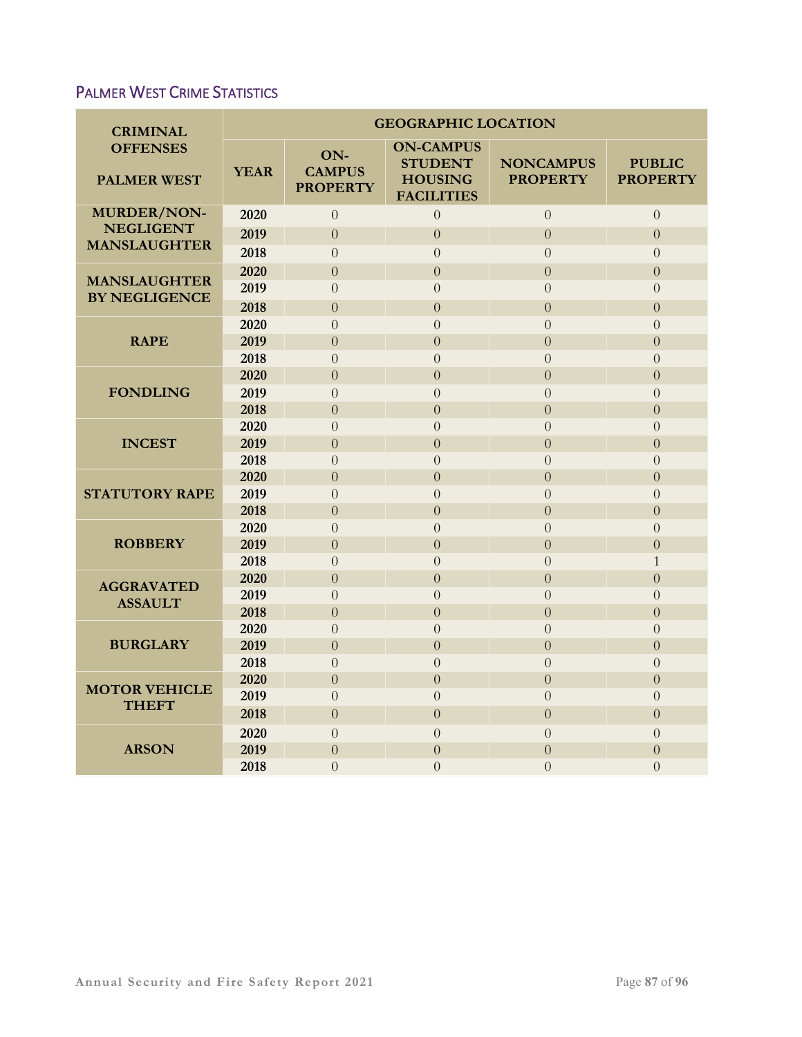## Palmer West Crime Statistics

| CRIMINAL OFFENSES PALMER WEST | GEOGRAPHIC LOCATION | | | | |
|---|---|---|---|---|---|
| | YEAR | ON-CAMPUS PROPERTY | ON-CAMPUS STUDENT HOUSING FACILITIES | NONCAMPUS PROPERTY | PUBLIC PROPERTY |
| MURDER/NON-NEGLIGENT MANSLAUGHTER | 2020 | 0 | 0 | 0 | 0 |
| | 2019 | 0 | 0 | 0 | 0 |
| | 2018 | 0 | 0 | 0 | 0 |
| MANSLAUGHTER BY NEGLIGENCE | 2020 | 0 | 0 | 0 | 0 |
| | 2019 | 0 | 0 | 0 | 0 |
| | 2018 | 0 | 0 | 0 | 0 |
| RAPE | 2020 | 0 | 0 | 0 | 0 |
| | 2019 | 0 | 0 | 0 | 0 |
| | 2018 | 0 | 0 | 0 | 0 |
| FONDLING | 2020 | 0 | 0 | 0 | 0 |
| | 2019 | 0 | 0 | 0 | 0 |
| | 2018 | 0 | 0 | 0 | 0 |
| INCEST | 2020 | 0 | 0 | 0 | 0 |
| | 2019 | 0 | 0 | 0 | 0 |
| | 2018 | 0 | 0 | 0 | 0 |
| STATUTORY RAPE | 2020 | 0 | 0 | 0 | 0 |
| | 2019 | 0 | 0 | 0 | 0 |
| | 2018 | 0 | 0 | 0 | 0 |
| ROBBERY | 2020 | 0 | 0 | 0 | 0 |
| | 2019 | 0 | 0 | 0 | 0 |
| | 2018 | 0 | 0 | 0 | 1 |
| AGGRAVATED ASSAULT | 2020 | 0 | 0 | 0 | 0 |
| | 2019 | 0 | 0 | 0 | 0 |
| | 2018 | 0 | 0 | 0 | 0 |
| BURGLARY | 2020 | 0 | 0 | 0 | 0 |
| | 2019 | 0 | 0 | 0 | 0 |
| | 2018 | 0 | 0 | 0 | 0 |
| MOTOR VEHICLE THEFT | 2020 | 0 | 0 | 0 | 0 |
| | 2019 | 0 | 0 | 0 | 0 |
| | 2018 | 0 | 0 | 0 | 0 |
| ARSON | 2020 | 0 | 0 | 0 | 0 |
| | 2019 | 0 | 0 | 0 | 0 |
| | 2018 | 0 | 0 | 0 | 0 |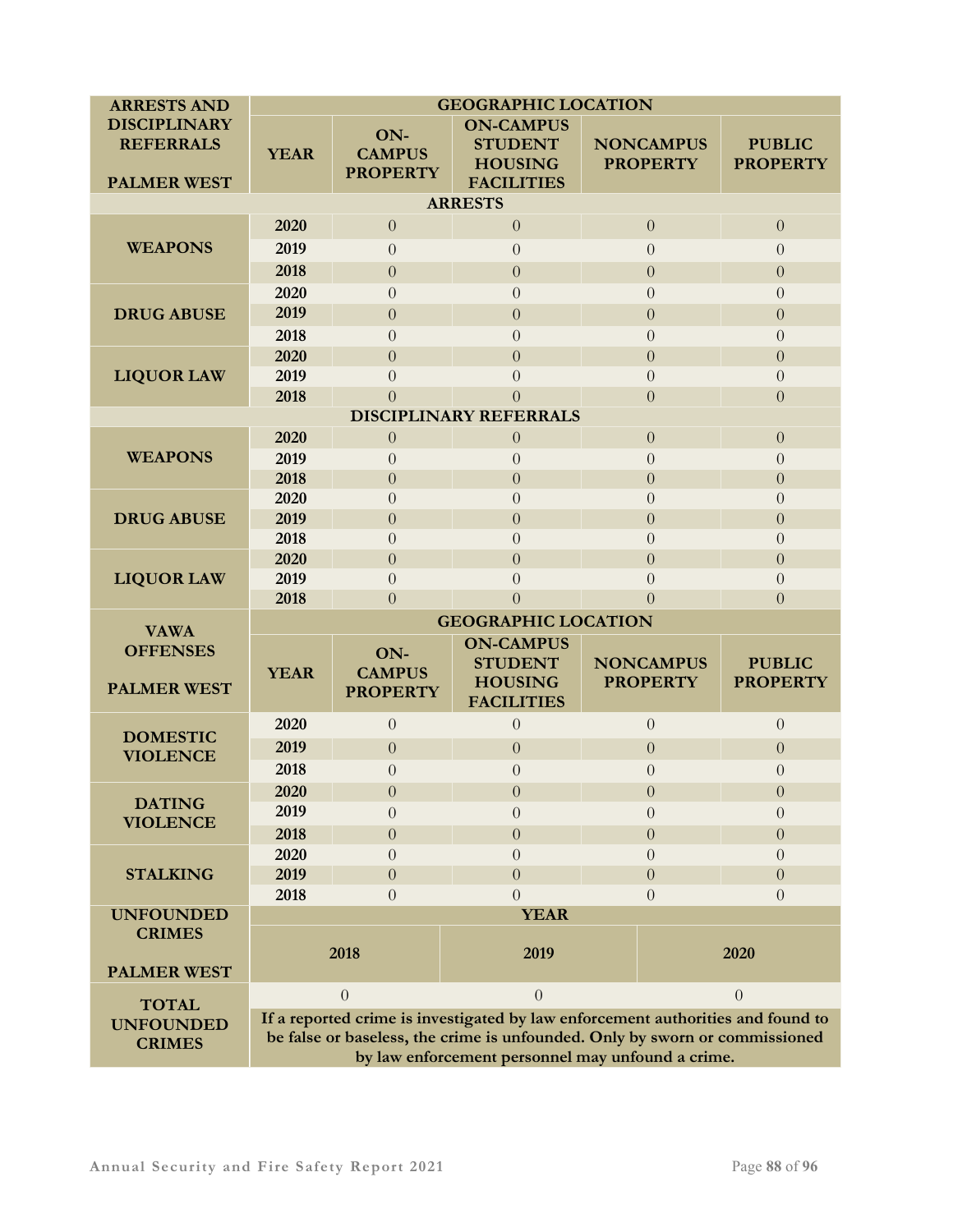| ARRESTS AND DISCIPLINARY REFERRALS<br><br>PALMER WEST | GEOGRAPHIC LOCATION | | | | |
|---|---|---|---|---|---|
| | YEAR | ON-CAMPUS PROPERTY | ON-CAMPUS STUDENT HOUSING FACILITIES | NONCAMPUS PROPERTY | PUBLIC PROPERTY |
| ARRESTS | | | | | |
| WEAPONS | 2020 | 0 | 0 | 0 | 0 |
| | 2019 | 0 | 0 | 0 | 0 |
| | 2018 | 0 | 0 | 0 | 0 |
| DRUG ABUSE | 2020 | 0 | 0 | 0 | 0 |
| | 2019 | 0 | 0 | 0 | 0 |
| | 2018 | 0 | 0 | 0 | 0 |
| LIQUOR LAW | 2020 | 0 | 0 | 0 | 0 |
| | 2019 | 0 | 0 | 0 | 0 |
| | 2018 | 0 | 0 | 0 | 0 |
| DISCIPLINARY REFERRALS | | | | | |
| WEAPONS | 2020 | 0 | 0 | 0 | 0 |
| | 2019 | 0 | 0 | 0 | 0 |
| | 2018 | 0 | 0 | 0 | 0 |
| DRUG ABUSE | 2020 | 0 | 0 | 0 | 0 |
| | 2019 | 0 | 0 | 0 | 0 |
| | 2018 | 0 | 0 | 0 | 0 |
| LIQUOR LAW | 2020 | 0 | 0 | 0 | 0 |
| | 2019 | 0 | 0 | 0 | 0 |
| | 2018 | 0 | 0 | 0 | 0 |

| VAWA OFFENSES<br><br>PALMER WEST | GEOGRAPHIC LOCATION | | | | |
|---|---|---|---|---|---|
| | YEAR | ON-CAMPUS PROPERTY | ON-CAMPUS STUDENT HOUSING FACILITIES | NONCAMPUS PROPERTY | PUBLIC PROPERTY |
| DOMESTIC VIOLENCE | 2020 | 0 | 0 | 0 | 0 |
| | 2019 | 0 | 0 | 0 | 0 |
| | 2018 | 0 | 0 | 0 | 0 |
| DATING VIOLENCE | 2020 | 0 | 0 | 0 | 0 |
| | 2019 | 0 | 0 | 0 | 0 |
| | 2018 | 0 | 0 | 0 | 0 |
| STALKING | 2020 | 0 | 0 | 0 | 0 |
| | 2019 | 0 | 0 | 0 | 0 |
| | 2018 | 0 | 0 | 0 | 0 |

| UNFOUNDED CRIMES<br><br>PALMER WEST | YEAR | | |
|---|---|---|---|
| | 2018 | 2019 | 2020 |
| TOTAL UNFOUNDED CRIMES | 0 | 0 | 0 |
| | If a reported crime is investigated by law enforcement authorities and found to be false or baseless, the crime is unfounded. Only by sworn or commissioned by law enforcement personnel may unfound a crime. | | |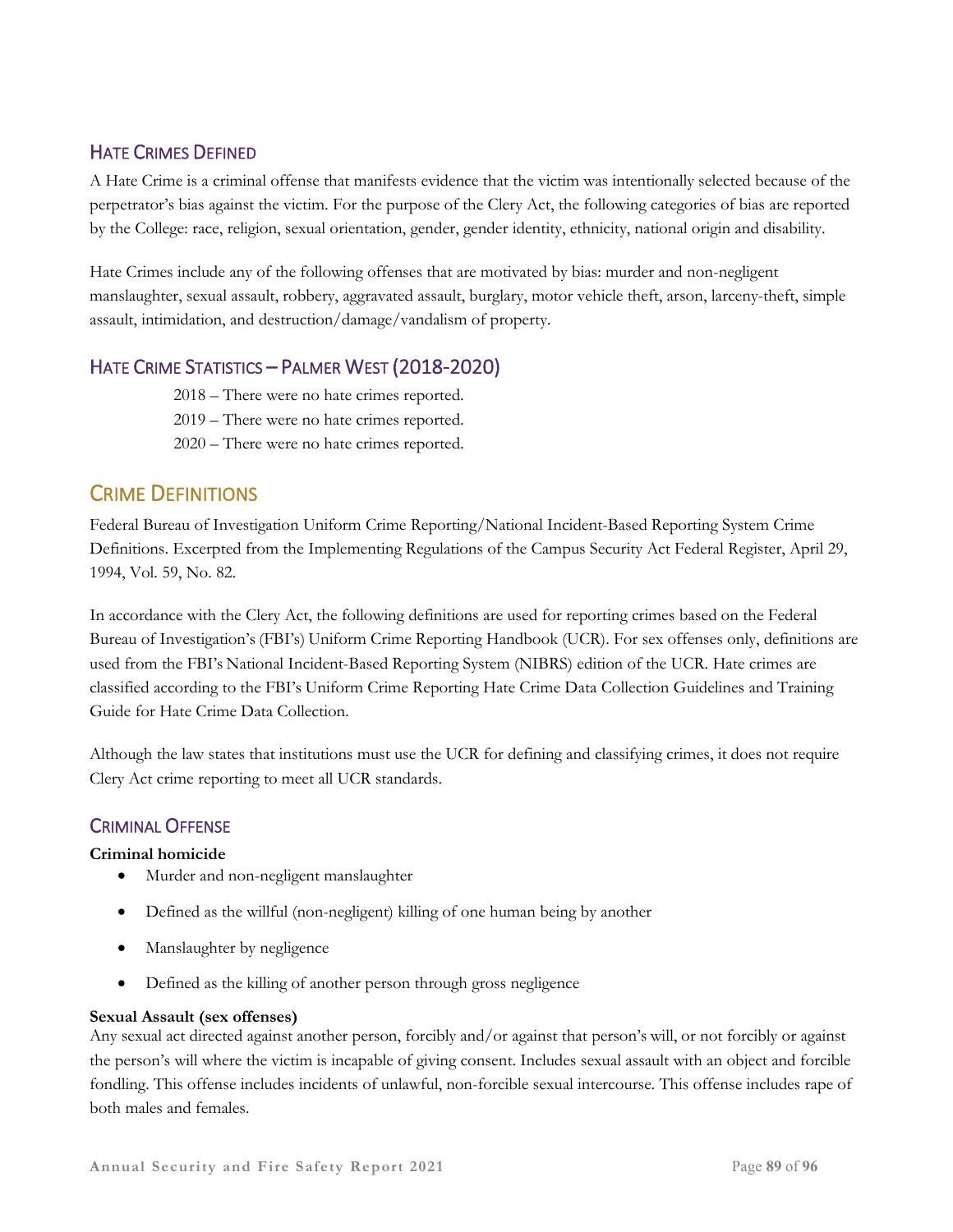## Hate Crimes Defined

A Hate Crime is a criminal offense that manifests evidence that the victim was intentionally selected because of the perpetrator's bias against the victim. For the purpose of the Clery Act, the following categories of bias are reported by the College: race, religion, sexual orientation, gender, gender identity, ethnicity, national origin and disability.

Hate Crimes include any of the following offenses that are motivated by bias: murder and non-negligent manslaughter, sexual assault, robbery, aggravated assault, burglary, motor vehicle theft, arson, larceny-theft, simple assault, intimidation, and destruction/damage/vandalism of property.

## Hate Crime Statistics – Palmer West (2018-2020)

2018 – There were no hate crimes reported.
2019 – There were no hate crimes reported.
2020 – There were no hate crimes reported.

# Crime Definitions

Federal Bureau of Investigation Uniform Crime Reporting/National Incident-Based Reporting System Crime Definitions. Excerpted from the Implementing Regulations of the Campus Security Act Federal Register, April 29, 1994, Vol. 59, No. 82.

In accordance with the Clery Act, the following definitions are used for reporting crimes based on the Federal Bureau of Investigation's (FBI's) Uniform Crime Reporting Handbook (UCR). For sex offenses only, definitions are used from the FBI's National Incident-Based Reporting System (NIBRS) edition of the UCR. Hate crimes are classified according to the FBI's Uniform Crime Reporting Hate Crime Data Collection Guidelines and Training Guide for Hate Crime Data Collection.

Although the law states that institutions must use the UCR for defining and classifying crimes, it does not require Clery Act crime reporting to meet all UCR standards.

## Criminal Offense

**Criminal homicide**

- Murder and non-negligent manslaughter
- Defined as the willful (non-negligent) killing of one human being by another
- Manslaughter by negligence
- Defined as the killing of another person through gross negligence

**Sexual Assault (sex offenses)**
Any sexual act directed against another person, forcibly and/or against that person's will, or not forcibly or against the person's will where the victim is incapable of giving consent. Includes sexual assault with an object and forcible fondling. This offense includes incidents of unlawful, non-forcible sexual intercourse. This offense includes rape of both males and females.